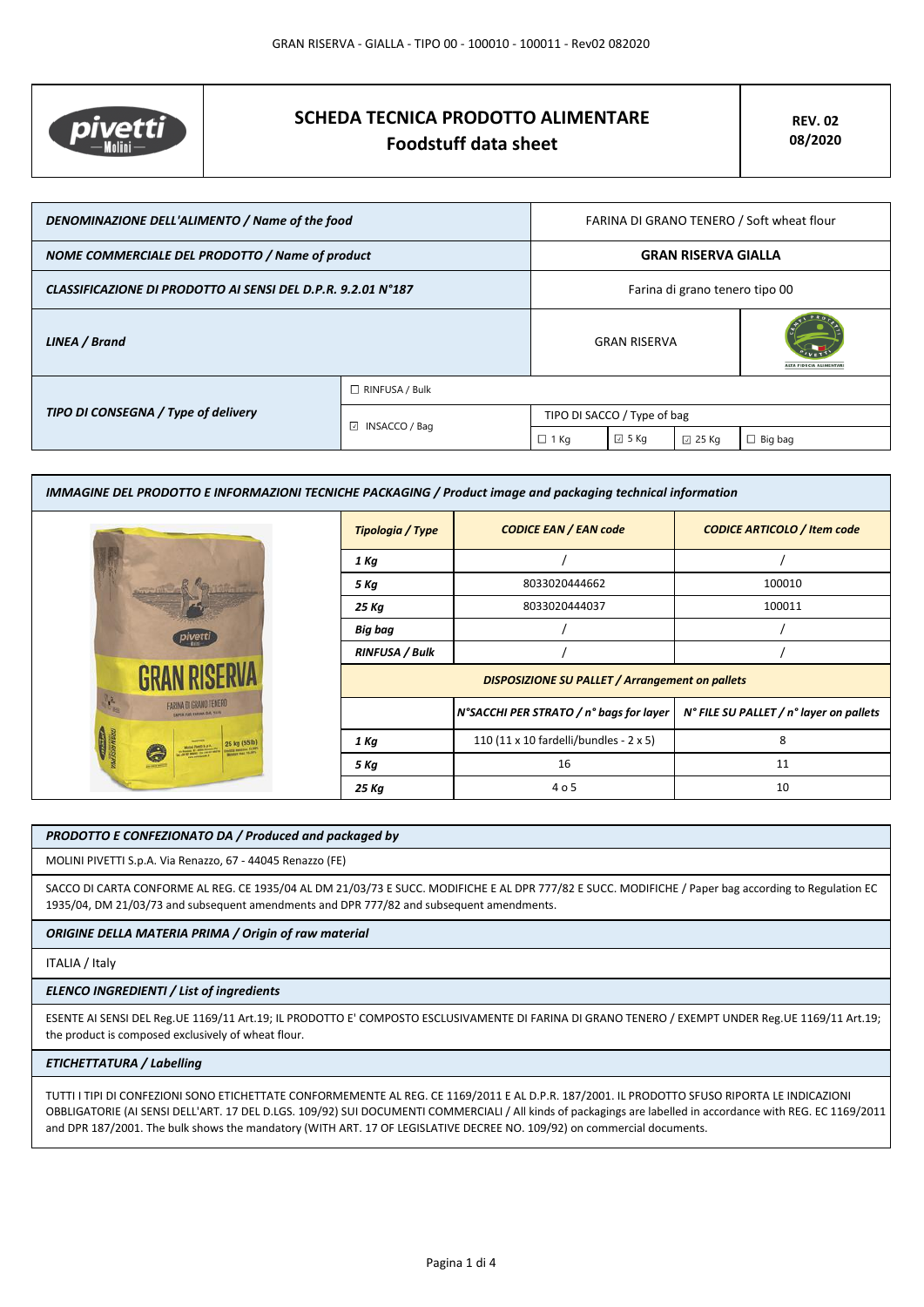# SCHEDA TECNICA PRODOTTO ALIMENTARE
## Foodstuff data sheet

**REV. 02**
**08/2020**

| | | | | | |
|---|---|---|---|---|---|
| ***DENOMINAZIONE DELL'ALIMENTO / Name of the food*** | | FARINA DI GRANO TENERO / Soft wheat flour | | | |
| ***NOME COMMERCIALE DEL PRODOTTO / Name of product*** | | **GRAN RISERVA GIALLA** | | | |
| ***CLASSIFICAZIONE DI PRODOTTO AI SENSI DEL D.P.R. 9.2.01 N°187*** | | Farina di grano tenero tipo 00 | | | |
| ***LINEA / Brand*** | | GRAN RISERVA | | | FILIERA ALIMENTARE |
| ***TIPO DI CONSEGNA / Type of delivery*** | ☐ RINFUSA / Bulk | | | | |
| | ☑ INSACCO / Bag | TIPO DI SACCO / Type of bag | | | |
| | | ☐ 1 Kg | ☑ 5 Kg | ☑ 25 Kg | ☐ Big bag |

***IMMAGINE DEL PRODOTTO E INFORMAZIONI TECNICHE PACKAGING / Product image and packaging technical information***

| ***Tipologia / Type*** | ***CODICE EAN / EAN code*** | ***CODICE ARTICOLO / Item code*** |
|---|---|---|
| ***1 Kg*** | / | / |
| ***5 Kg*** | 8033020444662 | 100010 |
| ***25 Kg*** | 8033020444037 | 100011 |
| ***Big bag*** | / | / |
| ***RINFUSA / Bulk*** | / | / |
| ***DISPOSIZIONE SU PALLET / Arrangement on pallets*** | | |
| | ***N°SACCHI PER STRATO / n° bags for layer*** | ***N° FILE SU PALLET / n° layer on pallets*** |
| ***1 Kg*** | 110 (11 x 10 fardelli/bundles - 2 x 5) | 8 |
| ***5 Kg*** | 16 | 11 |
| ***25 Kg*** | 4 o 5 | 10 |

***PRODOTTO E CONFEZIONATO DA / Produced and packaged by***

MOLINI PIVETTI S.p.A. Via Renazzo, 67 - 44045 Renazzo (FE)

SACCO DI CARTA CONFORME AL REG. CE 1935/04 AL DM 21/03/73 E SUCC. MODIFICHE E AL DPR 777/82 E SUCC. MODIFICHE / Paper bag according to Regulation EC 1935/04, DM 21/03/73 and subsequent amendments and DPR 777/82 and subsequent amendments.

***ORIGINE DELLA MATERIA PRIMA / Origin of raw material***

ITALIA / Italy

***ELENCO INGREDIENTI / List of ingredients***

ESENTE AI SENSI DEL Reg.UE 1169/11 Art.19; IL PRODOTTO E' COMPOSTO ESCLUSIVAMENTE DI FARINA DI GRANO TENERO / EXEMPT UNDER Reg.UE 1169/11 Art.19; the product is composed exclusively of wheat flour.

***ETICHETTATURA / Labelling***

TUTTI I TIPI DI CONFEZIONI SONO ETICHETTATE CONFORMEMENTE AL REG. CE 1169/2011 E AL D.P.R. 187/2001. IL PRODOTTO SFUSO RIPORTA LE INDICAZIONI OBBLIGATORIE (AI SENSI DELL'ART. 17 DEL D.LGS. 109/92) SUI DOCUMENTI COMMERCIALI / All kinds of packagings are labelled in accordance with REG. EC 1169/2011 and DPR 187/2001. The bulk shows the mandatory (WITH ART. 17 OF LEGISLATIVE DECREE NO. 109/92) on commercial documents.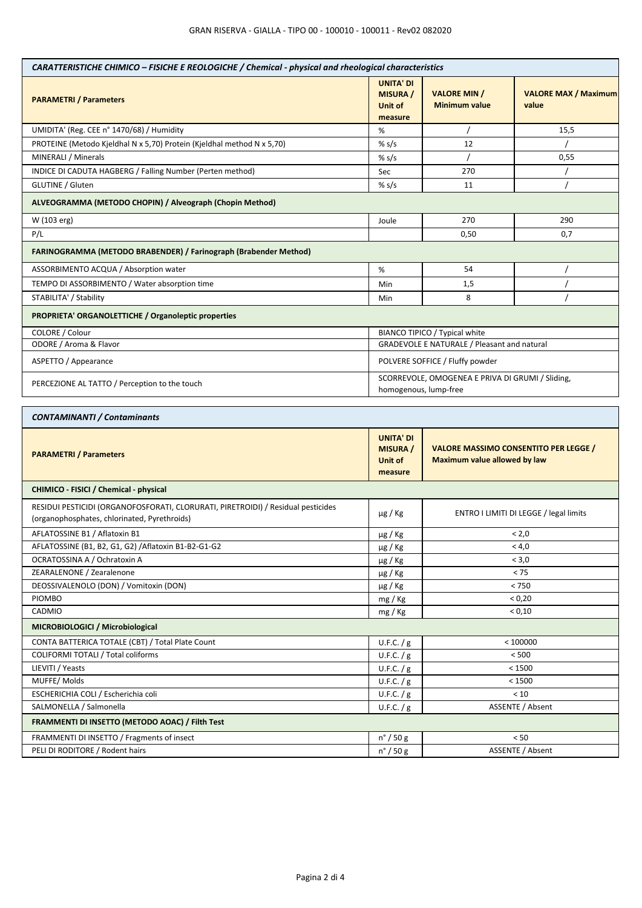| *CARATTERISTICHE CHIMICO – FISICHE E REOLOGICHE / Chemical - physical and rheological characteristics* | | | |
|---|---|---|---|
| **PARAMETRI / Parameters** | **UNITA' DI MISURA / Unit of measure** | **VALORE MIN / Minimum value** | **VALORE MAX / Maximum value** |
| UMIDITA' (Reg. CEE n° 1470/68) / Humidity | % | / | 15,5 |
| PROTEINE (Metodo Kjeldhal N x 5,70) Protein (Kjeldhal method N x 5,70) | % s/s | 12 | / |
| MINERALI / Minerals | % s/s | / | 0,55 |
| INDICE DI CADUTA HAGBERG / Falling Number (Perten method) | Sec | 270 | / |
| GLUTINE / Gluten | % s/s | 11 | / |
| **ALVEOGRAMMA (METODO CHOPIN) / Alveograph (Chopin Method)** | | | |
| W (103 erg) | Joule | 270 | 290 |
| P/L | | 0,50 | 0,7 |
| **FARINOGRAMMA (METODO BRABENDER) / Farinograph (Brabender Method)** | | | |
| ASSORBIMENTO ACQUA / Absorption water | % | 54 | / |
| TEMPO DI ASSORBIMENTO / Water absorption time | Min | 1,5 | / |
| STABILITA' / Stability | Min | 8 | / |
| **PROPRIETA' ORGANOLETTICHE / Organoleptic properties** | | | |
| COLORE / Colour | BIANCO TIPICO / Typical white | | |
| ODORE / Aroma & Flavor | GRADEVOLE E NATURALE / Pleasant and natural | | |
| ASPETTO / Appearance | POLVERE SOFFICE / Fluffy powder | | |
| PERCEZIONE AL TATTO / Perception to the touch | SCORREVOLE, OMOGENEA E PRIVA DI GRUMI / Sliding, homogenous, lump-free | | |

| *CONTAMINANTI / Contaminants* | | |
|---|---|---|
| **PARAMETRI / Parameters** | **UNITA' DI MISURA / Unit of measure** | **VALORE MASSIMO CONSENTITO PER LEGGE / Maximum value allowed by law** |
| **CHIMICO - FISICI / Chemical - physical** | | |
| RESIDUI PESTICIDI (ORGANOFOSFORATI, CLORURATI, PIRETROIDI) / Residual pesticides (organophosphates, chlorinated, Pyrethroids) | μg / Kg | ENTRO I LIMITI DI LEGGE / legal limits |
| AFLATOSSINE B1 / Aflatoxin B1 | μg / Kg | < 2,0 |
| AFLATOSSINE (B1, B2, G1, G2) /Aflatoxin B1-B2-G1-G2 | μg / Kg | < 4,0 |
| OCRATOSSINA A / Ochratoxin A | μg / Kg | < 3,0 |
| ZEARALENONE / Zearalenone | μg / Kg | < 75 |
| DEOSSIVALENOLO (DON) / Vomitoxin (DON) | μg / Kg | < 750 |
| PIOMBO | mg / Kg | < 0,20 |
| CADMIO | mg / Kg | < 0,10 |
| **MICROBIOLOGICI / Microbiological** | | |
| CONTA BATTERICA TOTALE (CBT) / Total Plate Count | U.F.C. / g | < 100000 |
| COLIFORMI TOTALI / Total coliforms | U.F.C. / g | < 500 |
| LIEVITI / Yeasts | U.F.C. / g | < 1500 |
| MUFFE/ Molds | U.F.C. / g | < 1500 |
| ESCHERICHIA COLI / Escherichia coli | U.F.C. / g | < 10 |
| SALMONELLA / Salmonella | U.F.C. / g | ASSENTE / Absent |
| **FRAMMENTI DI INSETTO (METODO AOAC) / Filth Test** | | |
| FRAMMENTI DI INSETTO / Fragments of insect | n° / 50 g | < 50 |
| PELI DI RODITORE / Rodent hairs | n° / 50 g | ASSENTE / Absent |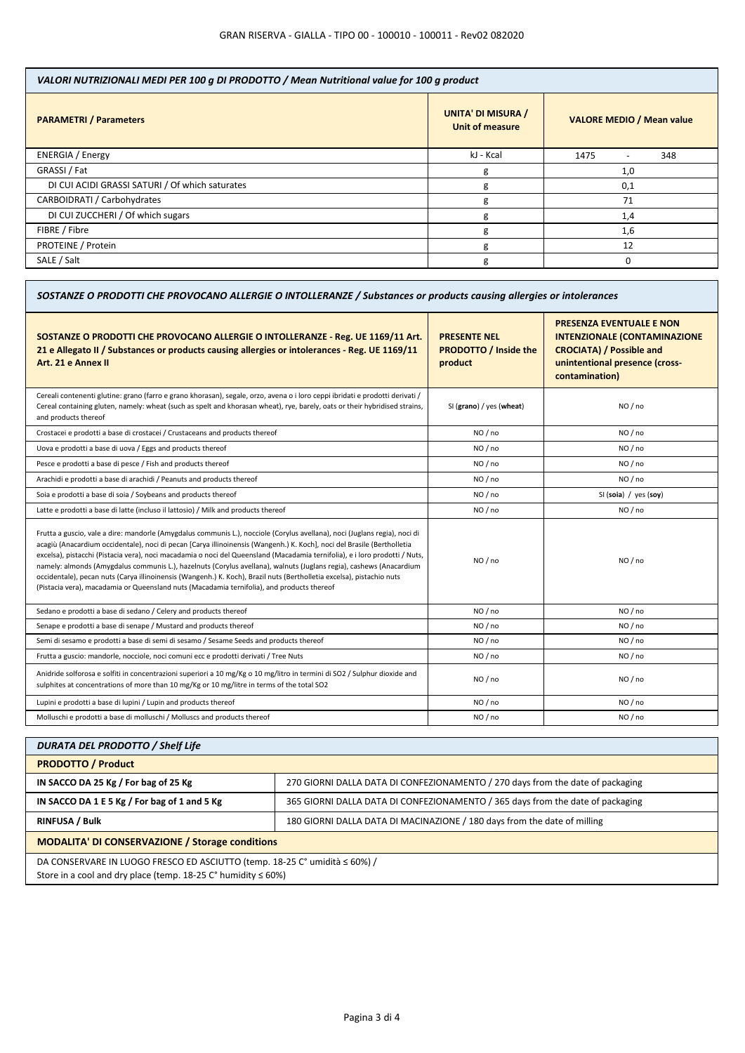| VALORI NUTRIZIONALI MEDI PER 100 g DI PRODOTTO / Mean Nutritional value for 100 g product | | |
|---|---|---|
| **PARAMETRI / Parameters** | **UNITA' DI MISURA / Unit of measure** | **VALORE MEDIO / Mean value** |
| ENERGIA / Energy | kJ - Kcal | 1475 - 348 |
| GRASSI / Fat | g | 1,0 |
| DI CUI ACIDI GRASSI SATURI / Of which saturates | g | 0,1 |
| CARBOIDRATI / Carbohydrates | g | 71 |
| DI CUI ZUCCHERI / Of which sugars | g | 1,4 |
| FIBRE / Fibre | g | 1,6 |
| PROTEINE / Protein | g | 12 |
| SALE / Salt | g | 0 |

| SOSTANZE O PRODOTTI CHE PROVOCANO ALLERGIE O INTOLLERANZE / Substances or products causing allergies or intolerances | | |
|---|---|---|
| **SOSTANZE O PRODOTTI CHE PROVOCANO ALLERGIE O INTOLLERANZE - Reg. UE 1169/11 Art. 21 e Allegato II / Substances or products causing allergies or intolerances - Reg. UE 1169/11 Art. 21 e Annex II** | **PRESENTE NEL PRODOTTO / Inside the product** | **PRESENZA EVENTUALE E NON INTENZIONALE (CONTAMINAZIONE CROCIATA) / Possible and unintentional presence (cross-contamination)** |
| Cereali contenenti glutine: grano (farro e grano khorasan), segale, orzo, avena o i loro ceppi ibridati e prodotti derivati / Cereal containing gluten, namely: wheat (such as spelt and khorasan wheat), rye, barely, oats or their hybridised strains, and products thereof | SI (**grano**) / yes (**wheat**) | NO / no |
| Crostacei e prodotti a base di crostacei / Crustaceans and products thereof | NO / no | NO / no |
| Uova e prodotti a base di uova / Eggs and products thereof | NO / no | NO / no |
| Pesce e prodotti a base di pesce / Fish and products thereof | NO / no | NO / no |
| Arachidi e prodotti a base di arachidi / Peanuts and products thereof | NO / no | NO / no |
| Soia e prodotti a base di soia / Soybeans and products thereof | NO / no | SI (**soia**) / yes (**soy**) |
| Latte e prodotti a base di latte (incluso il lattosio) / Milk and products thereof | NO / no | NO / no |
| Frutta a guscio, vale a dire: mandorle (Amygdalus communis L.), nocciole (Corylus avellana), noci (Juglans regia), noci di acagiù (Anacardium occidentale), noci di pecan [Carya illinoinensis (Wangenh.) K. Koch], noci del Brasile (Bertholletia excelsa), pistacchi (Pistacia vera), noci macadamia o noci del Queensland (Macadamia ternifolia), e i loro prodotti / Nuts, namely: almonds (Amygdalus communis L.), hazelnuts (Corylus avellana), walnuts (Juglans regia), cashews (Anacardium occidentale), pecan nuts (Carya illinoinensis (Wangenh.) K. Koch), Brazil nuts (Bertholletia excelsa), pistachio nuts (Pistacia vera), macadamia or Queensland nuts (Macadamia ternifolia), and products thereof | NO / no | NO / no |
| Sedano e prodotti a base di sedano / Celery and products thereof | NO / no | NO / no |
| Senape e prodotti a base di senape / Mustard and products thereof | NO / no | NO / no |
| Semi di sesamo e prodotti a base di semi di sesamo / Sesame Seeds and products thereof | NO / no | NO / no |
| Frutta a guscio: mandorle, nocciole, noci comuni ecc e prodotti derivati / Tree Nuts | NO / no | NO / no |
| Anidride solforosa e solfiti in concentrazioni superiori a 10 mg/Kg o 10 mg/litro in termini di SO2 / Sulphur dioxide and sulphites at concentrations of more than 10 mg/Kg or 10 mg/litre in terms of the total SO2 | NO / no | NO / no |
| Lupini e prodotti a base di lupini / Lupin and products thereof | NO / no | NO / no |
| Molluschi e prodotti a base di molluschi / Molluscs and products thereof | NO / no | NO / no |

| DURATA DEL PRODOTTO / Shelf Life | |
|---|---|
| **PRODOTTO / Product** | |
| **IN SACCO DA 25 Kg / For bag of 25 Kg** | 270 GIORNI DALLA DATA DI CONFEZIONAMENTO / 270 days from the date of packaging |
| **IN SACCO DA 1 E 5 Kg / For bag of 1 and 5 Kg** | 365 GIORNI DALLA DATA DI CONFEZIONAMENTO / 365 days from the date of packaging |
| **RINFUSA / Bulk** | 180 GIORNI DALLA DATA DI MACINAZIONE / 180 days from the date of milling |
| **MODALITA' DI CONSERVAZIONE / Storage conditions** | |
| DA CONSERVARE IN LUOGO FRESCO ED ASCIUTTO (temp. 18-25 C° umidità ≤ 60%) / Store in a cool and dry place (temp. 18-25 C° humidity ≤ 60%) | |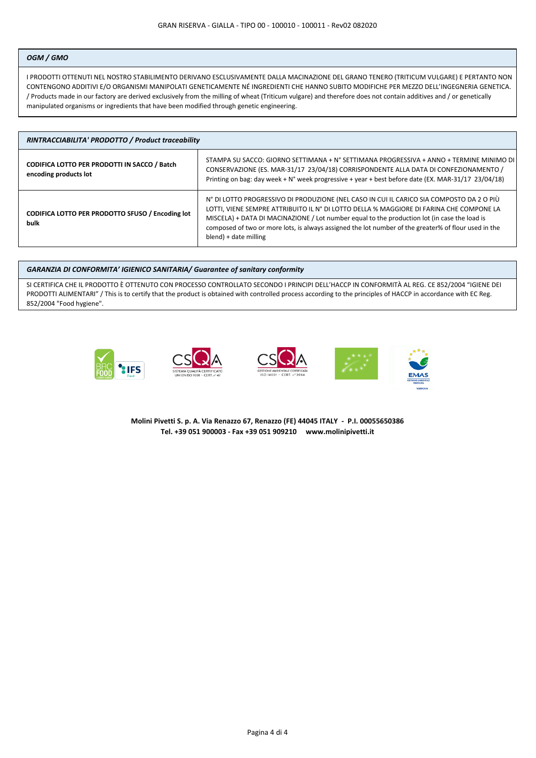## *OGM / GMO*

I PRODOTTI OTTENUTI NEL NOSTRO STABILIMENTO DERIVANO ESCLUSIVAMENTE DALLA MACINAZIONE DEL GRANO TENERO (TRITICUM VULGARE) E PERTANTO NON CONTENGONO ADDITIVI E/O ORGANISMI MANIPOLATI GENETICAMENTE NÉ INGREDIENTI CHE HANNO SUBITO MODIFICHE PER MEZZO DELL'INGEGNERIA GENETICA. / Products made in our factory are derived exclusively from the milling of wheat (Triticum vulgare) and therefore does not contain additives and / or genetically manipulated organisms or ingredients that have been modified through genetic engineering.

## *RINTRACCIABILITA' PRODOTTO / Product traceability*

| | |
|---|---|
| **CODIFICA LOTTO PER PRODOTTI IN SACCO / Batch encoding products lot** | STAMPA SU SACCO: GIORNO SETTIMANA + N° SETTIMANA PROGRESSIVA + ANNO + TERMINE MINIMO DI CONSERVAZIONE (ES. MAR-31/17 23/04/18) CORRISPONDENTE ALLA DATA DI CONFEZIONAMENTO / Printing on bag: day week + N° week progressive + year + best before date (EX. MAR-31/17 23/04/18) |
| **CODIFICA LOTTO PER PRODOTTO SFUSO / Encoding lot bulk** | N° DI LOTTO PROGRESSIVO DI PRODUZIONE (NEL CASO IN CUI IL CARICO SIA COMPOSTO DA 2 O PIÙ LOTTI, VIENE SEMPRE ATTRIBUITO IL N° DI LOTTO DELLA % MAGGIORE DI FARINA CHE COMPONE LA MISCELA) + DATA DI MACINAZIONE / Lot number equal to the production lot (in case the load is composed of two or more lots, is always assigned the lot number of the greater% of flour used in the blend) + date milling |

## *GARANZIA DI CONFORMITA' IGIENICO SANITARIA/ Guarantee of sanitary conformity*

SI CERTIFICA CHE IL PRODOTTO È OTTENUTO CON PROCESSO CONTROLLATO SECONDO I PRINCIPI DELL'HACCP IN CONFORMITÀ AL REG. CE 852/2004 "IGIENE DEI PRODOTTI ALIMENTARI" / This is to certify that the product is obtained with controlled process according to the principles of HACCP in accordance with EC Reg. 852/2004 "Food hygiene".

**Molini Pivetti S. p. A. Via Renazzo 67, Renazzo (FE) 44045 ITALY - P.I. 00055650386**
**Tel. +39 051 900003 - Fax +39 051 909210 www.molinipivetti.it**